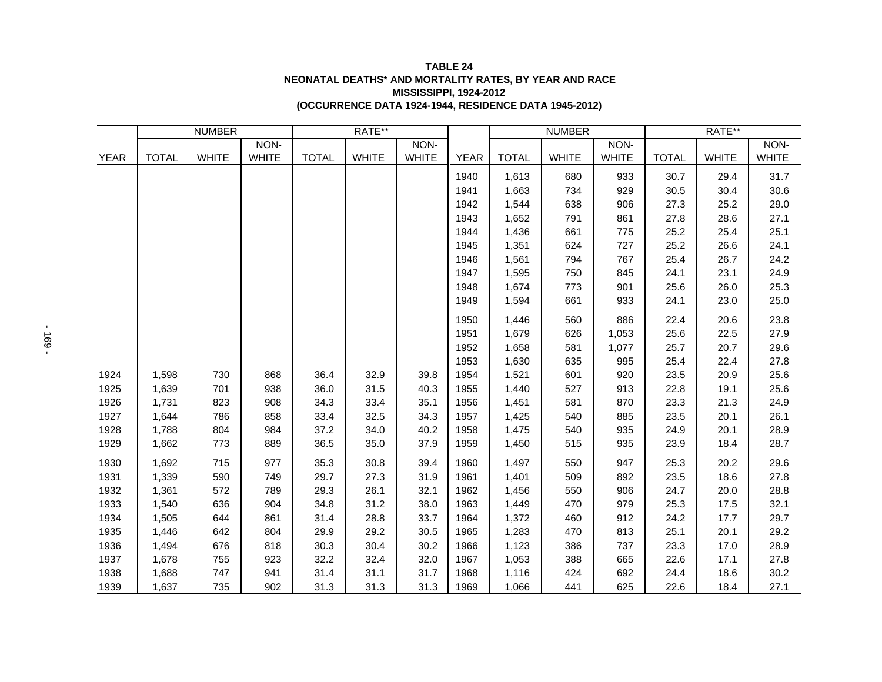**TABLE 24**
**NEONATAL DEATHS* AND MORTALITY RATES, BY YEAR AND RACE**
**MISSISSIPPI, 1924-2012**
**(OCCURRENCE DATA 1924-1944, RESIDENCE DATA 1945-2012)**

| | NUMBER | | | RATE** | | | | NUMBER | | | RATE** | | |
|---|---|---|---|---|---|---|---|---|---|---|---|---|---|
| YEAR | TOTAL | WHITE | NON-WHITE | TOTAL | WHITE | NON-WHITE | YEAR | TOTAL | WHITE | NON-WHITE | TOTAL | WHITE | NON-WHITE |
| | | | | | | | 1940 | 1,613 | 680 | 933 | 30.7 | 29.4 | 31.7 |
| | | | | | | | 1941 | 1,663 | 734 | 929 | 30.5 | 30.4 | 30.6 |
| | | | | | | | 1942 | 1,544 | 638 | 906 | 27.3 | 25.2 | 29.0 |
| | | | | | | | 1943 | 1,652 | 791 | 861 | 27.8 | 28.6 | 27.1 |
| | | | | | | | 1944 | 1,436 | 661 | 775 | 25.2 | 25.4 | 25.1 |
| | | | | | | | 1945 | 1,351 | 624 | 727 | 25.2 | 26.6 | 24.1 |
| | | | | | | | 1946 | 1,561 | 794 | 767 | 25.4 | 26.7 | 24.2 |
| | | | | | | | 1947 | 1,595 | 750 | 845 | 24.1 | 23.1 | 24.9 |
| | | | | | | | 1948 | 1,674 | 773 | 901 | 25.6 | 26.0 | 25.3 |
| | | | | | | | 1949 | 1,594 | 661 | 933 | 24.1 | 23.0 | 25.0 |
| | | | | | | | 1950 | 1,446 | 560 | 886 | 22.4 | 20.6 | 23.8 |
| | | | | | | | 1951 | 1,679 | 626 | 1,053 | 25.6 | 22.5 | 27.9 |
| | | | | | | | 1952 | 1,658 | 581 | 1,077 | 25.7 | 20.7 | 29.6 |
| | | | | | | | 1953 | 1,630 | 635 | 995 | 25.4 | 22.4 | 27.8 |
| 1924 | 1,598 | 730 | 868 | 36.4 | 32.9 | 39.8 | 1954 | 1,521 | 601 | 920 | 23.5 | 20.9 | 25.6 |
| 1925 | 1,639 | 701 | 938 | 36.0 | 31.5 | 40.3 | 1955 | 1,440 | 527 | 913 | 22.8 | 19.1 | 25.6 |
| 1926 | 1,731 | 823 | 908 | 34.3 | 33.4 | 35.1 | 1956 | 1,451 | 581 | 870 | 23.3 | 21.3 | 24.9 |
| 1927 | 1,644 | 786 | 858 | 33.4 | 32.5 | 34.3 | 1957 | 1,425 | 540 | 885 | 23.5 | 20.1 | 26.1 |
| 1928 | 1,788 | 804 | 984 | 37.2 | 34.0 | 40.2 | 1958 | 1,475 | 540 | 935 | 24.9 | 20.1 | 28.9 |
| 1929 | 1,662 | 773 | 889 | 36.5 | 35.0 | 37.9 | 1959 | 1,450 | 515 | 935 | 23.9 | 18.4 | 28.7 |
| 1930 | 1,692 | 715 | 977 | 35.3 | 30.8 | 39.4 | 1960 | 1,497 | 550 | 947 | 25.3 | 20.2 | 29.6 |
| 1931 | 1,339 | 590 | 749 | 29.7 | 27.3 | 31.9 | 1961 | 1,401 | 509 | 892 | 23.5 | 18.6 | 27.8 |
| 1932 | 1,361 | 572 | 789 | 29.3 | 26.1 | 32.1 | 1962 | 1,456 | 550 | 906 | 24.7 | 20.0 | 28.8 |
| 1933 | 1,540 | 636 | 904 | 34.8 | 31.2 | 38.0 | 1963 | 1,449 | 470 | 979 | 25.3 | 17.5 | 32.1 |
| 1934 | 1,505 | 644 | 861 | 31.4 | 28.8 | 33.7 | 1964 | 1,372 | 460 | 912 | 24.2 | 17.7 | 29.7 |
| 1935 | 1,446 | 642 | 804 | 29.9 | 29.2 | 30.5 | 1965 | 1,283 | 470 | 813 | 25.1 | 20.1 | 29.2 |
| 1936 | 1,494 | 676 | 818 | 30.3 | 30.4 | 30.2 | 1966 | 1,123 | 386 | 737 | 23.3 | 17.0 | 28.9 |
| 1937 | 1,678 | 755 | 923 | 32.2 | 32.4 | 32.0 | 1967 | 1,053 | 388 | 665 | 22.6 | 17.1 | 27.8 |
| 1938 | 1,688 | 747 | 941 | 31.4 | 31.1 | 31.7 | 1968 | 1,116 | 424 | 692 | 24.4 | 18.6 | 30.2 |
| 1939 | 1,637 | 735 | 902 | 31.3 | 31.3 | 31.3 | 1969 | 1,066 | 441 | 625 | 22.6 | 18.4 | 27.1 |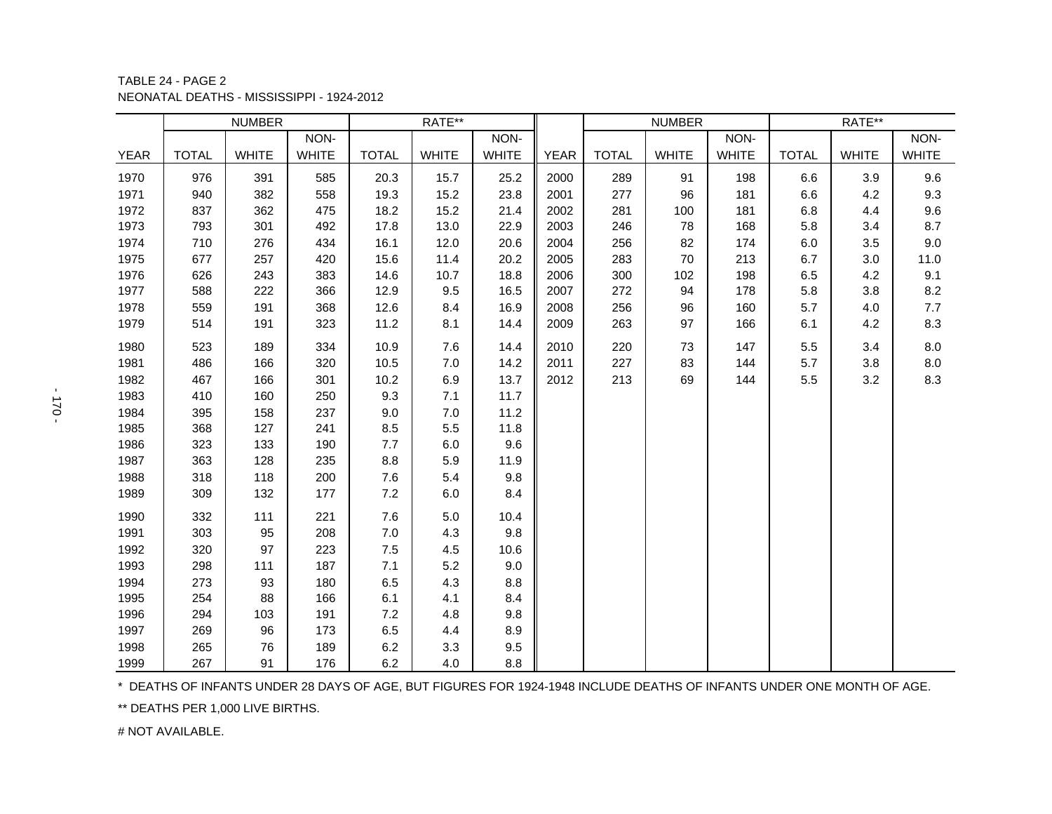TABLE 24 - PAGE 2
NEONATAL DEATHS - MISSISSIPPI - 1924-2012

| | NUMBER | | | RATE** | | | | NUMBER | | | RATE** | | |
|---|---|---|---|---|---|---|---|---|---|---|---|---|---|
| YEAR | TOTAL | WHITE | NON-WHITE | TOTAL | WHITE | NON-WHITE | YEAR | TOTAL | WHITE | NON-WHITE | TOTAL | WHITE | NON-WHITE |
| 1970 | 976 | 391 | 585 | 20.3 | 15.7 | 25.2 | 2000 | 289 | 91 | 198 | 6.6 | 3.9 | 9.6 |
| 1971 | 940 | 382 | 558 | 19.3 | 15.2 | 23.8 | 2001 | 277 | 96 | 181 | 6.6 | 4.2 | 9.3 |
| 1972 | 837 | 362 | 475 | 18.2 | 15.2 | 21.4 | 2002 | 281 | 100 | 181 | 6.8 | 4.4 | 9.6 |
| 1973 | 793 | 301 | 492 | 17.8 | 13.0 | 22.9 | 2003 | 246 | 78 | 168 | 5.8 | 3.4 | 8.7 |
| 1974 | 710 | 276 | 434 | 16.1 | 12.0 | 20.6 | 2004 | 256 | 82 | 174 | 6.0 | 3.5 | 9.0 |
| 1975 | 677 | 257 | 420 | 15.6 | 11.4 | 20.2 | 2005 | 283 | 70 | 213 | 6.7 | 3.0 | 11.0 |
| 1976 | 626 | 243 | 383 | 14.6 | 10.7 | 18.8 | 2006 | 300 | 102 | 198 | 6.5 | 4.2 | 9.1 |
| 1977 | 588 | 222 | 366 | 12.9 | 9.5 | 16.5 | 2007 | 272 | 94 | 178 | 5.8 | 3.8 | 8.2 |
| 1978 | 559 | 191 | 368 | 12.6 | 8.4 | 16.9 | 2008 | 256 | 96 | 160 | 5.7 | 4.0 | 7.7 |
| 1979 | 514 | 191 | 323 | 11.2 | 8.1 | 14.4 | 2009 | 263 | 97 | 166 | 6.1 | 4.2 | 8.3 |
| 1980 | 523 | 189 | 334 | 10.9 | 7.6 | 14.4 | 2010 | 220 | 73 | 147 | 5.5 | 3.4 | 8.0 |
| 1981 | 486 | 166 | 320 | 10.5 | 7.0 | 14.2 | 2011 | 227 | 83 | 144 | 5.7 | 3.8 | 8.0 |
| 1982 | 467 | 166 | 301 | 10.2 | 6.9 | 13.7 | 2012 | 213 | 69 | 144 | 5.5 | 3.2 | 8.3 |
| 1983 | 410 | 160 | 250 | 9.3 | 7.1 | 11.7 | | | | | | | |
| 1984 | 395 | 158 | 237 | 9.0 | 7.0 | 11.2 | | | | | | | |
| 1985 | 368 | 127 | 241 | 8.5 | 5.5 | 11.8 | | | | | | | |
| 1986 | 323 | 133 | 190 | 7.7 | 6.0 | 9.6 | | | | | | | |
| 1987 | 363 | 128 | 235 | 8.8 | 5.9 | 11.9 | | | | | | | |
| 1988 | 318 | 118 | 200 | 7.6 | 5.4 | 9.8 | | | | | | | |
| 1989 | 309 | 132 | 177 | 7.2 | 6.0 | 8.4 | | | | | | | |
| 1990 | 332 | 111 | 221 | 7.6 | 5.0 | 10.4 | | | | | | | |
| 1991 | 303 | 95 | 208 | 7.0 | 4.3 | 9.8 | | | | | | | |
| 1992 | 320 | 97 | 223 | 7.5 | 4.5 | 10.6 | | | | | | | |
| 1993 | 298 | 111 | 187 | 7.1 | 5.2 | 9.0 | | | | | | | |
| 1994 | 273 | 93 | 180 | 6.5 | 4.3 | 8.8 | | | | | | | |
| 1995 | 254 | 88 | 166 | 6.1 | 4.1 | 8.4 | | | | | | | |
| 1996 | 294 | 103 | 191 | 7.2 | 4.8 | 9.8 | | | | | | | |
| 1997 | 269 | 96 | 173 | 6.5 | 4.4 | 8.9 | | | | | | | |
| 1998 | 265 | 76 | 189 | 6.2 | 3.3 | 9.5 | | | | | | | |
| 1999 | 267 | 91 | 176 | 6.2 | 4.0 | 8.8 | | | | | | | |

* DEATHS OF INFANTS UNDER 28 DAYS OF AGE, BUT FIGURES FOR 1924-1948 INCLUDE DEATHS OF INFANTS UNDER ONE MONTH OF AGE.

** DEATHS PER 1,000 LIVE BIRTHS.

# NOT AVAILABLE.